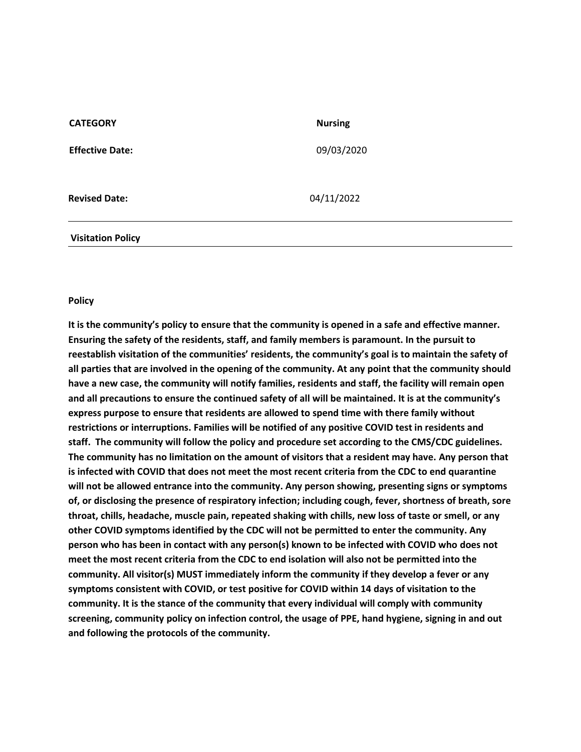| **CATEGORY** | **Nursing** |
|---|---|
| **Effective Date:** | 09/03/2020 |
| **Revised Date:** | 04/11/2022 |

## Visitation Policy

**Policy**

**It is the community's policy to ensure that the community is opened in a safe and effective manner. Ensuring the safety of the residents, staff, and family members is paramount. In the pursuit to reestablish visitation of the communities' residents, the community's goal is to maintain the safety of all parties that are involved in the opening of the community. At any point that the community should have a new case, the community will notify families, residents and staff, the facility will remain open and all precautions to ensure the continued safety of all will be maintained. It is at the community's express purpose to ensure that residents are allowed to spend time with there family without restrictions or interruptions. Families will be notified of any positive COVID test in residents and staff. The community will follow the policy and procedure set according to the CMS/CDC guidelines. The community has no limitation on the amount of visitors that a resident may have. Any person that is infected with COVID that does not meet the most recent criteria from the CDC to end quarantine will not be allowed entrance into the community. Any person showing, presenting signs or symptoms of, or disclosing the presence of respiratory infection; including cough, fever, shortness of breath, sore throat, chills, headache, muscle pain, repeated shaking with chills, new loss of taste or smell, or any other COVID symptoms identified by the CDC will not be permitted to enter the community. Any person who has been in contact with any person(s) known to be infected with COVID who does not meet the most recent criteria from the CDC to end isolation will also not be permitted into the community. All visitor(s) MUST immediately inform the community if they develop a fever or any symptoms consistent with COVID, or test positive for COVID within 14 days of visitation to the community. It is the stance of the community that every individual will comply with community screening, community policy on infection control, the usage of PPE, hand hygiene, signing in and out and following the protocols of the community.**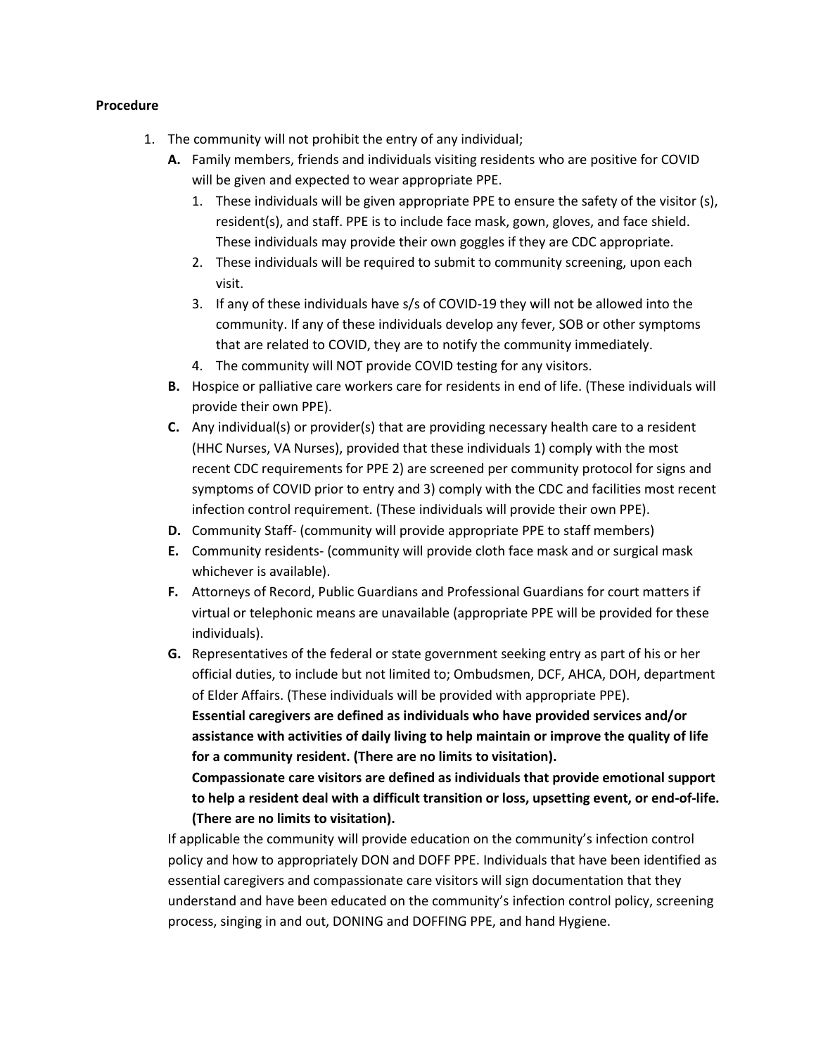**Procedure**

1. The community will not prohibit the entry of any individual;
   - **A.** Family members, friends and individuals visiting residents who are positive for COVID will be given and expected to wear appropriate PPE.
     1. These individuals will be given appropriate PPE to ensure the safety of the visitor (s), resident(s), and staff. PPE is to include face mask, gown, gloves, and face shield. These individuals may provide their own goggles if they are CDC appropriate.
     2. These individuals will be required to submit to community screening, upon each visit.
     3. If any of these individuals have s/s of COVID-19 they will not be allowed into the community. If any of these individuals develop any fever, SOB or other symptoms that are related to COVID, they are to notify the community immediately.
     4. The community will NOT provide COVID testing for any visitors.
   - **B.** Hospice or palliative care workers care for residents in end of life. (These individuals will provide their own PPE).
   - **C.** Any individual(s) or provider(s) that are providing necessary health care to a resident (HHC Nurses, VA Nurses), provided that these individuals 1) comply with the most recent CDC requirements for PPE 2) are screened per community protocol for signs and symptoms of COVID prior to entry and 3) comply with the CDC and facilities most recent infection control requirement. (These individuals will provide their own PPE).
   - **D.** Community Staff- (community will provide appropriate PPE to staff members)
   - **E.** Community residents- (community will provide cloth face mask and or surgical mask whichever is available).
   - **F.** Attorneys of Record, Public Guardians and Professional Guardians for court matters if virtual or telephonic means are unavailable (appropriate PPE will be provided for these individuals).
   - **G.** Representatives of the federal or state government seeking entry as part of his or her official duties, to include but not limited to; Ombudsmen, DCF, AHCA, DOH, department of Elder Affairs. (These individuals will be provided with appropriate PPE).

     **Essential caregivers are defined as individuals who have provided services and/or assistance with activities of daily living to help maintain or improve the quality of life for a community resident. (There are no limits to visitation).**

     **Compassionate care visitors are defined as individuals that provide emotional support to help a resident deal with a difficult transition or loss, upsetting event, or end-of-life. (There are no limits to visitation).**

   If applicable the community will provide education on the community's infection control policy and how to appropriately DON and DOFF PPE. Individuals that have been identified as essential caregivers and compassionate care visitors will sign documentation that they understand and have been educated on the community's infection control policy, screening process, singing in and out, DONING and DOFFING PPE, and hand Hygiene.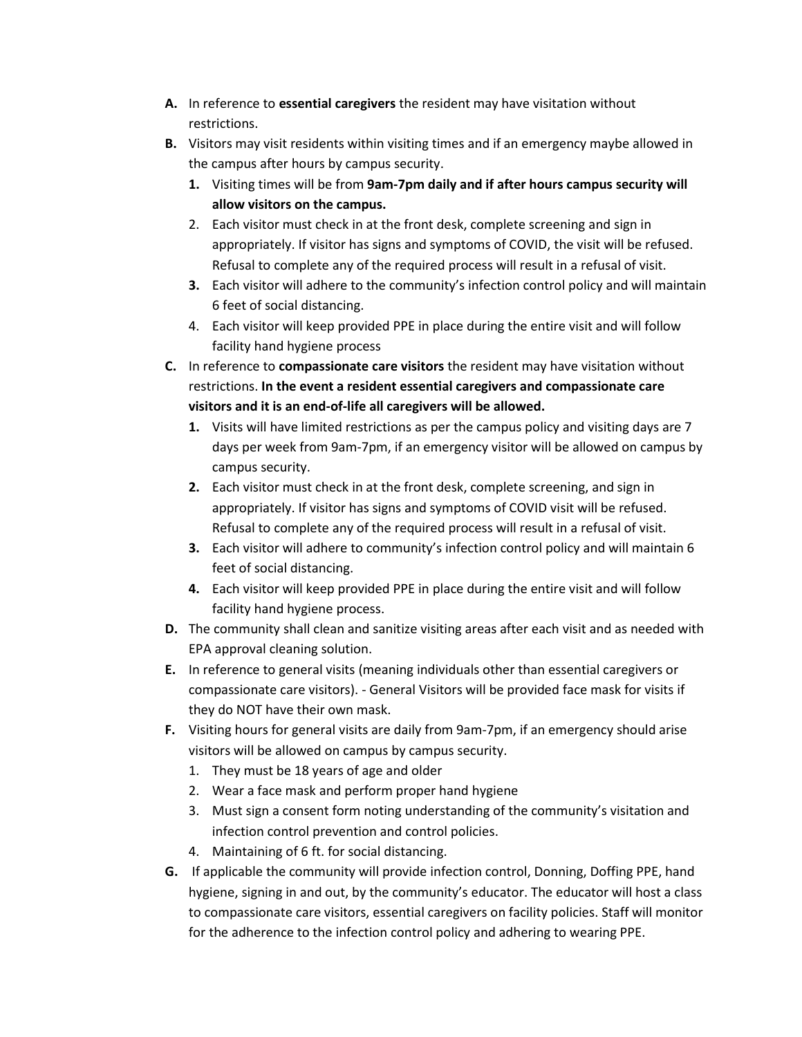**A.** In reference to **essential caregivers** the resident may have visitation without restrictions.

**B.** Visitors may visit residents within visiting times and if an emergency maybe allowed in the campus after hours by campus security.

   **1.** Visiting times will be from **9am-7pm daily and if after hours campus security will allow visitors on the campus.**

   2. Each visitor must check in at the front desk, complete screening and sign in appropriately. If visitor has signs and symptoms of COVID, the visit will be refused. Refusal to complete any of the required process will result in a refusal of visit.

   **3.** Each visitor will adhere to the community's infection control policy and will maintain 6 feet of social distancing.

   4. Each visitor will keep provided PPE in place during the entire visit and will follow facility hand hygiene process

**C.** In reference to **compassionate care visitors** the resident may have visitation without restrictions. **In the event a resident essential caregivers and compassionate care visitors and it is an end-of-life all caregivers will be allowed.**

   **1.** Visits will have limited restrictions as per the campus policy and visiting days are 7 days per week from 9am-7pm, if an emergency visitor will be allowed on campus by campus security.

   **2.** Each visitor must check in at the front desk, complete screening, and sign in appropriately. If visitor has signs and symptoms of COVID visit will be refused. Refusal to complete any of the required process will result in a refusal of visit.

   **3.** Each visitor will adhere to community's infection control policy and will maintain 6 feet of social distancing.

   **4.** Each visitor will keep provided PPE in place during the entire visit and will follow facility hand hygiene process.

**D.** The community shall clean and sanitize visiting areas after each visit and as needed with EPA approval cleaning solution.

**E.** In reference to general visits (meaning individuals other than essential caregivers or compassionate care visitors). - General Visitors will be provided face mask for visits if they do NOT have their own mask.

**F.** Visiting hours for general visits are daily from 9am-7pm, if an emergency should arise visitors will be allowed on campus by campus security.

   1. They must be 18 years of age and older
   2. Wear a face mask and perform proper hand hygiene
   3. Must sign a consent form noting understanding of the community's visitation and infection control prevention and control policies.
   4. Maintaining of 6 ft. for social distancing.

**G.** If applicable the community will provide infection control, Donning, Doffing PPE, hand hygiene, signing in and out, by the community's educator. The educator will host a class to compassionate care visitors, essential caregivers on facility policies. Staff will monitor for the adherence to the infection control policy and adhering to wearing PPE.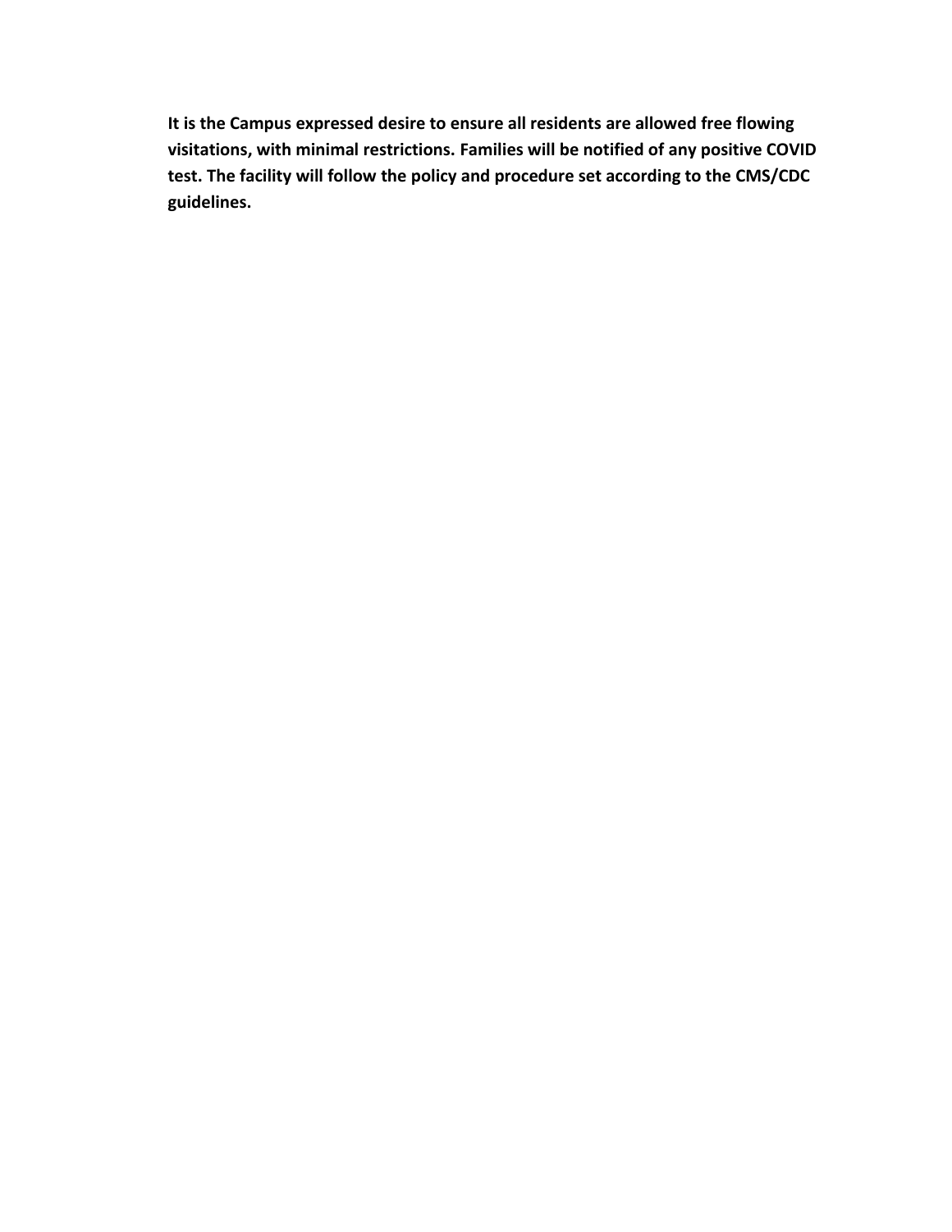**It is the Campus expressed desire to ensure all residents are allowed free flowing visitations, with minimal restrictions. Families will be notified of any positive COVID test. The facility will follow the policy and procedure set according to the CMS/CDC guidelines.**